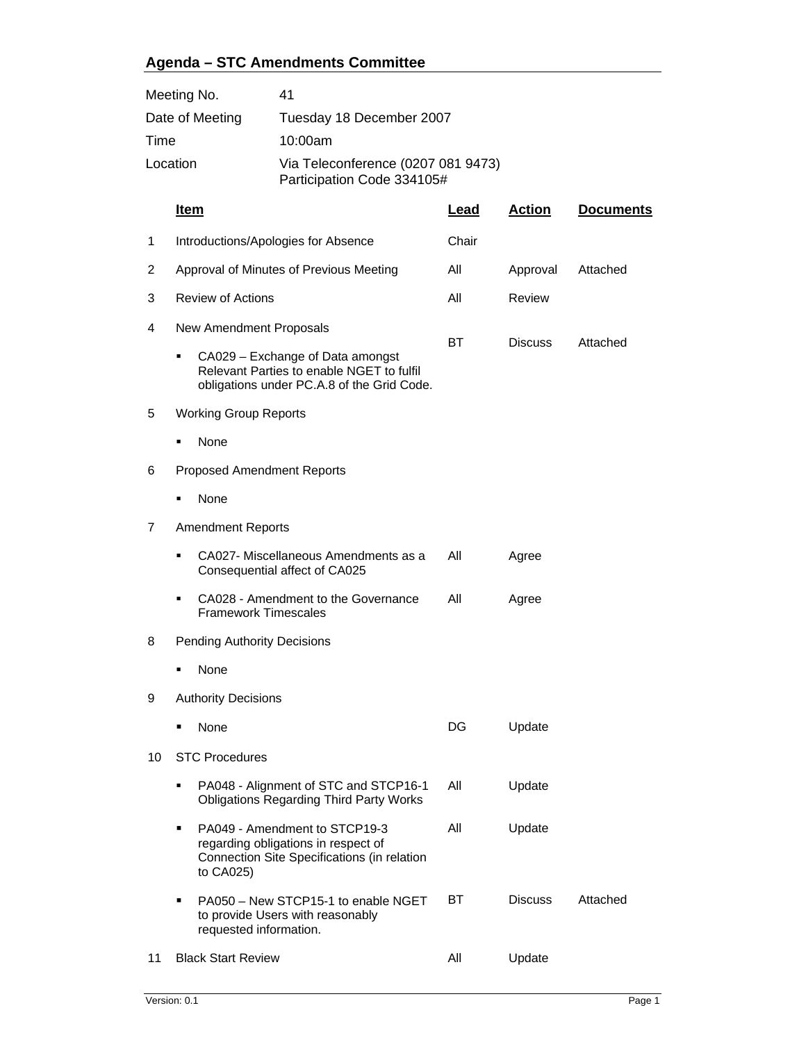## Agenda – STC Amendments Committee

| | |
|---|---|
| Meeting No. | 41 |
| Date of Meeting | Tuesday 18 December 2007 |
| Time | 10:00am |
| Location | Via Teleconference (0207 081 9473) Participation Code 334105# |

| | Item | Lead | Action | Documents |
|---|---|---|---|---|
| 1 | Introductions/Apologies for Absence | Chair | | |
| 2 | Approval of Minutes of Previous Meeting | All | Approval | Attached |
| 3 | Review of Actions | All | Review | |
| 4 | New Amendment Proposals | | | |
| | ▪ CA029 – Exchange of Data amongst Relevant Parties to enable NGET to fulfil obligations under PC.A.8 of the Grid Code. | BT | Discuss | Attached |
| 5 | Working Group Reports | | | |
| | ▪ None | | | |
| 6 | Proposed Amendment Reports | | | |
| | ▪ None | | | |
| 7 | Amendment Reports | | | |
| | ▪ CA027- Miscellaneous Amendments as a Consequential affect of CA025 | All | Agree | |
| | ▪ CA028 - Amendment to the Governance Framework Timescales | All | Agree | |
| 8 | Pending Authority Decisions | | | |
| | ▪ None | | | |
| 9 | Authority Decisions | | | |
| | ▪ None | DG | Update | |
| 10 | STC Procedures | | | |
| | ▪ PA048 - Alignment of STC and STCP16-1 Obligations Regarding Third Party Works | All | Update | |
| | ▪ PA049 - Amendment to STCP19-3 regarding obligations in respect of Connection Site Specifications (in relation to CA025) | All | Update | |
| | ▪ PA050 – New STCP15-1 to enable NGET to provide Users with reasonably requested information. | BT | Discuss | Attached |
| 11 | Black Start Review | All | Update | |

Version: 0.1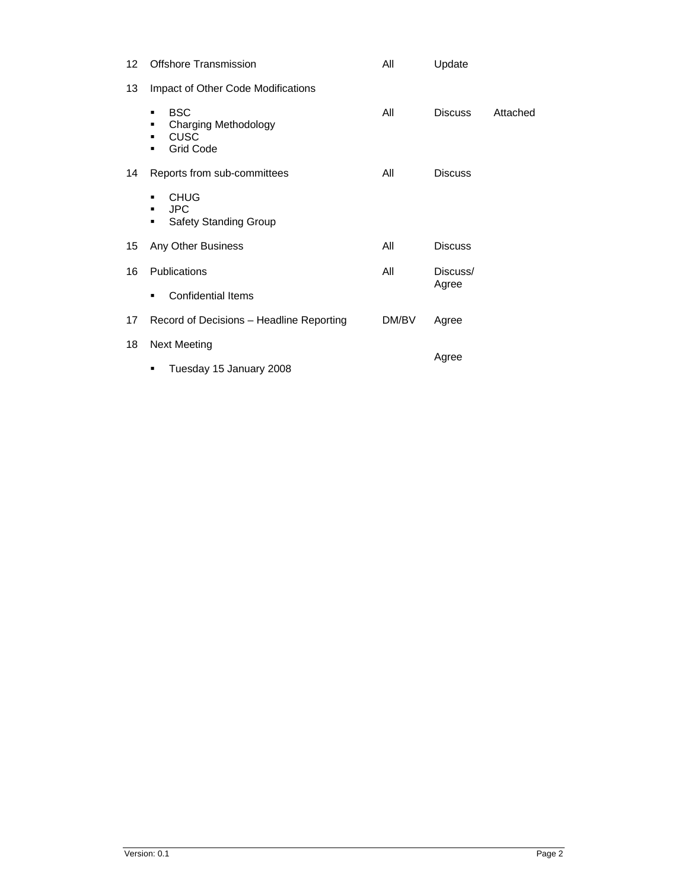| | | | | |
|---|---|---|---|---|
| 12 | Offshore Transmission | All | Update | |
| 13 | Impact of Other Code Modifications | | | |
| | ▪ BSC<br>▪ Charging Methodology<br>▪ CUSC<br>▪ Grid Code | All | Discuss | Attached |
| 14 | Reports from sub-committees | All | Discuss | |
| | ▪ CHUG<br>▪ JPC<br>▪ Safety Standing Group | | | |
| 15 | Any Other Business | All | Discuss | |
| 16 | Publications | All | Discuss/ Agree | |
| | ▪ Confidential Items | | | |
| 17 | Record of Decisions – Headline Reporting | DM/BV | Agree | |
| 18 | Next Meeting | | Agree | |
| | ▪ Tuesday 15 January 2008 | | | |

Version: 0.1